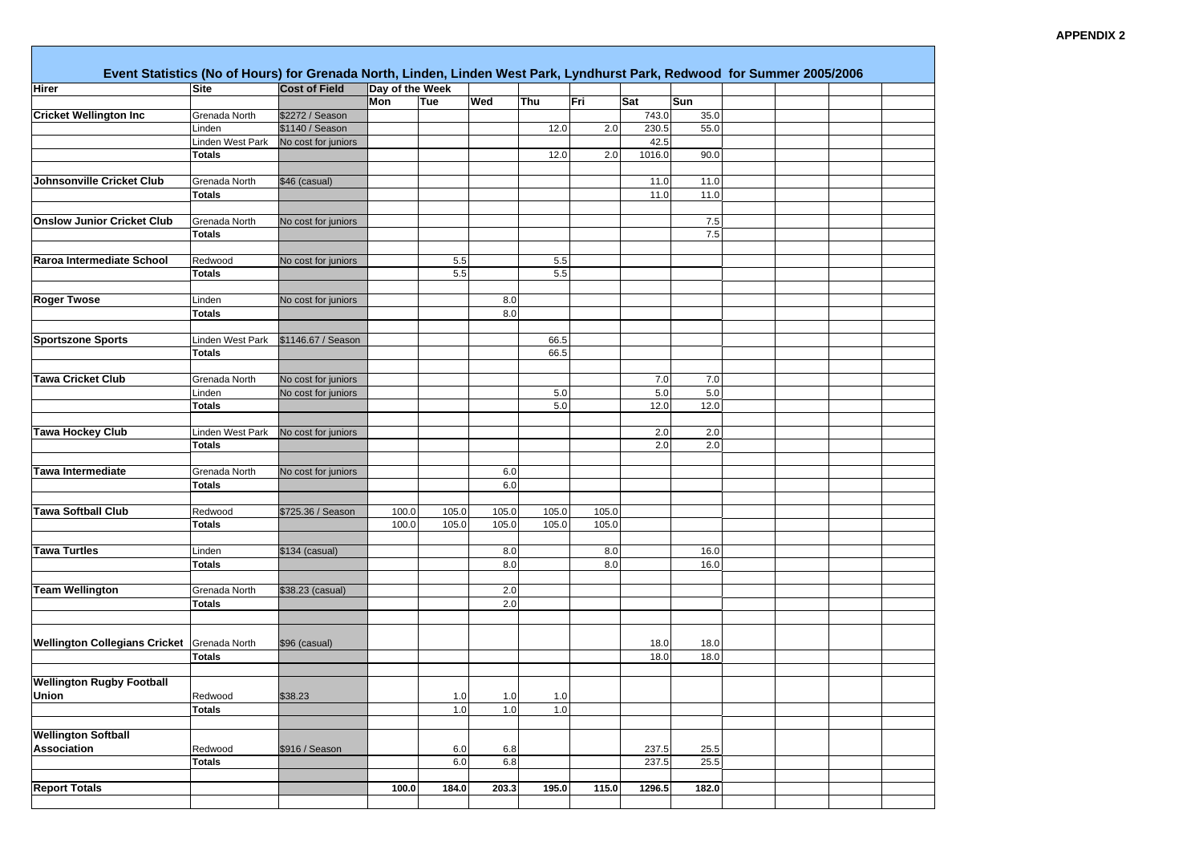APPENDIX 2

## Event Statistics (No of Hours) for Grenada North, Linden, Linden West Park, Lyndhurst Park, Redwood for Summer 2005/2006

| Hirer | Site | Cost of Field | Day of the Week | | | | | | |
|---|---|---|---|---|---|---|---|---|---|
| | | | Mon | Tue | Wed | Thu | Fri | Sat | Sun |
| **Cricket Wellington Inc** | Grenada North | $2272 / Season | | | | | | 743.0 | 35.0 |
| | Linden | $1140 / Season | | | | 12.0 | 2.0 | 230.5 | 55.0 |
| | Linden West Park | No cost for juniors | | | | | | 42.5 | |
| | **Totals** | | | | | 12.0 | 2.0 | 1016.0 | 90.0 |
| **Johnsonville Cricket Club** | Grenada North | $46 (casual) | | | | | | 11.0 | 11.0 |
| | **Totals** | | | | | | | 11.0 | 11.0 |
| **Onslow Junior Cricket Club** | Grenada North | No cost for juniors | | | | | | | 7.5 |
| | **Totals** | | | | | | | | 7.5 |
| **Raroa Intermediate School** | Redwood | No cost for juniors | | 5.5 | | 5.5 | | | |
| | **Totals** | | | 5.5 | | 5.5 | | | |
| **Roger Twose** | Linden | No cost for juniors | | | 8.0 | | | | |
| | **Totals** | | | | 8.0 | | | | |
| **Sportszone Sports** | Linden West Park | $1146.67 / Season | | | | 66.5 | | | |
| | **Totals** | | | | | 66.5 | | | |
| **Tawa Cricket Club** | Grenada North | No cost for juniors | | | | | | 7.0 | 7.0 |
| | Linden | No cost for juniors | | | | 5.0 | | 5.0 | 5.0 |
| | **Totals** | | | | | 5.0 | | 12.0 | 12.0 |
| **Tawa Hockey Club** | Linden West Park | No cost for juniors | | | | | | 2.0 | 2.0 |
| | **Totals** | | | | | | | 2.0 | 2.0 |
| **Tawa Intermediate** | Grenada North | No cost for juniors | | | 6.0 | | | | |
| | **Totals** | | | | 6.0 | | | | |
| **Tawa Softball Club** | Redwood | $725.36 / Season | 100.0 | 105.0 | 105.0 | 105.0 | 105.0 | | |
| | **Totals** | | 100.0 | 105.0 | 105.0 | 105.0 | 105.0 | | |
| **Tawa Turtles** | Linden | $134 (casual) | | | 8.0 | | 8.0 | | 16.0 |
| | **Totals** | | | | 8.0 | | 8.0 | | 16.0 |
| **Team Wellington** | Grenada North | $38.23 (casual) | | | 2.0 | | | | |
| | **Totals** | | | | 2.0 | | | | |
| **Wellington Collegians Cricket** | Grenada North | $96 (casual) | | | | | | 18.0 | 18.0 |
| | **Totals** | | | | | | | 18.0 | 18.0 |
| **Wellington Rugby Football Union** | Redwood | $38.23 | | 1.0 | 1.0 | 1.0 | | | |
| | **Totals** | | | 1.0 | 1.0 | 1.0 | | | |
| **Wellington Softball Association** | Redwood | $916 / Season | | 6.0 | 6.8 | | | 237.5 | 25.5 |
| | **Totals** | | | 6.0 | 6.8 | | | 237.5 | 25.5 |
| **Report Totals** | | | **100.0** | **184.0** | **203.3** | **195.0** | **115.0** | **1296.5** | **182.0** |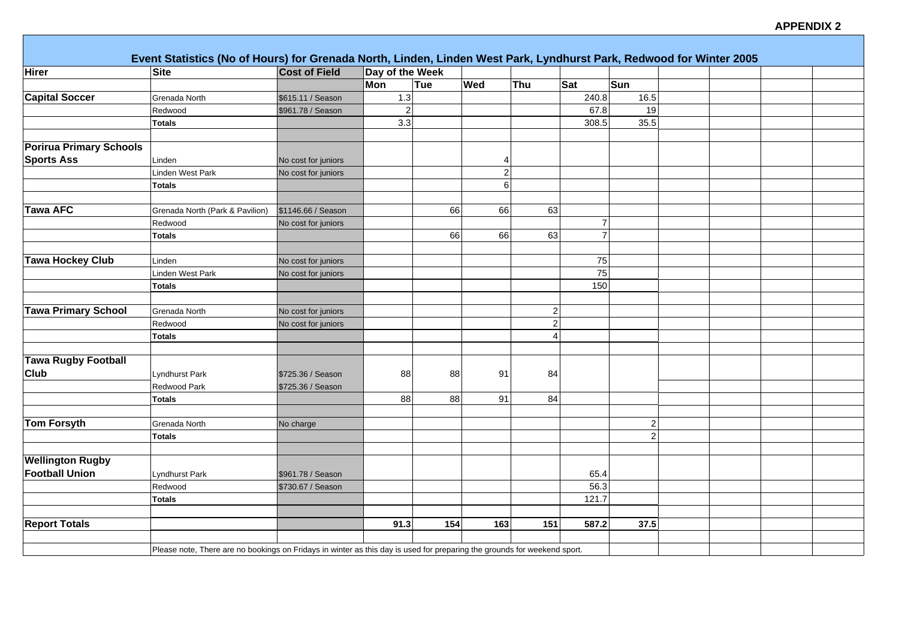**APPENDIX 2**

## Event Statistics (No of Hours) for Grenada North, Linden, Linden West Park, Lyndhurst Park, Redwood for Winter 2005

| Hirer | Site | Cost of Field | Day of the Week | | | | | |
|---|---|---|---|---|---|---|---|---|
| | | | Mon | Tue | Wed | Thu | Sat | Sun |
| **Capital Soccer** | Grenada North | $615.11 / Season | 1.3 | | | | 240.8 | 16.5 |
| | Redwood | $961.78 / Season | 2 | | | | 67.8 | 19 |
| | **Totals** | | 3.3 | | | | 308.5 | 35.5 |
| **Porirua Primary Schools Sports Ass** | Linden | No cost for juniors | | | 4 | | | |
| | Linden West Park | No cost for juniors | | | 2 | | | |
| | **Totals** | | | | 6 | | | |
| **Tawa AFC** | Grenada North (Park & Pavilion) | $1146.66 / Season | | 66 | 66 | 63 | | |
| | Redwood | No cost for juniors | | | | | 7 | |
| | **Totals** | | | 66 | 66 | 63 | 7 | |
| **Tawa Hockey Club** | Linden | No cost for juniors | | | | | 75 | |
| | Linden West Park | No cost for juniors | | | | | 75 | |
| | **Totals** | | | | | | 150 | |
| **Tawa Primary School** | Grenada North | No cost for juniors | | | | 2 | | |
| | Redwood | No cost for juniors | | | | 2 | | |
| | **Totals** | | | | | 4 | | |
| **Tawa Rugby Football Club** | Lyndhurst Park | $725.36 / Season | 88 | 88 | 91 | 84 | | |
| | Redwood Park | $725.36 / Season | | | | | | |
| | **Totals** | | 88 | 88 | 91 | 84 | | |
| **Tom Forsyth** | Grenada North | No charge | | | | | | 2 |
| | **Totals** | | | | | | | 2 |
| **Wellington Rugby Football Union** | Lyndhurst Park | $961.78 / Season | | | | | 65.4 | |
| | Redwood | $730.67 / Season | | | | | 56.3 | |
| | **Totals** | | | | | | 121.7 | |
| **Report Totals** | | | **91.3** | **154** | **163** | **151** | **587.2** | **37.5** |

Please note, There are no bookings on Fridays in winter as this day is used for preparing the grounds for weekend sport.